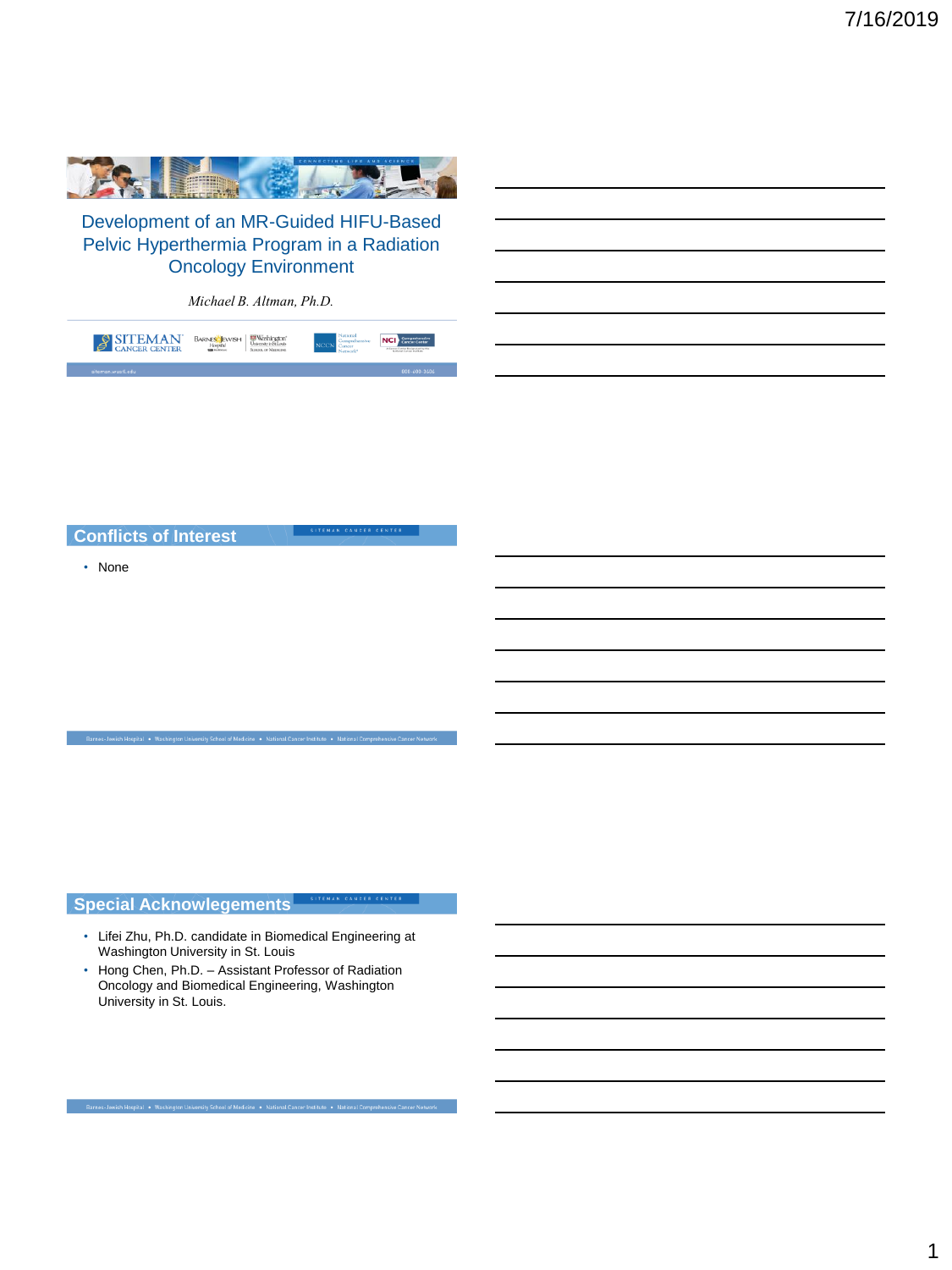# Development of an MR-Guided HIFU-Based Pelvic Hyperthermia Program in a Radiation Oncology Environment

*Michael B. Altman, Ph.D.*

## Conflicts of Interest

- None

## Special Acknowlegements

- Lifei Zhu, Ph.D. candidate in Biomedical Engineering at Washington University in St. Louis
- Hong Chen, Ph.D. – Assistant Professor of Radiation Oncology and Biomedical Engineering, Washington University in St. Louis.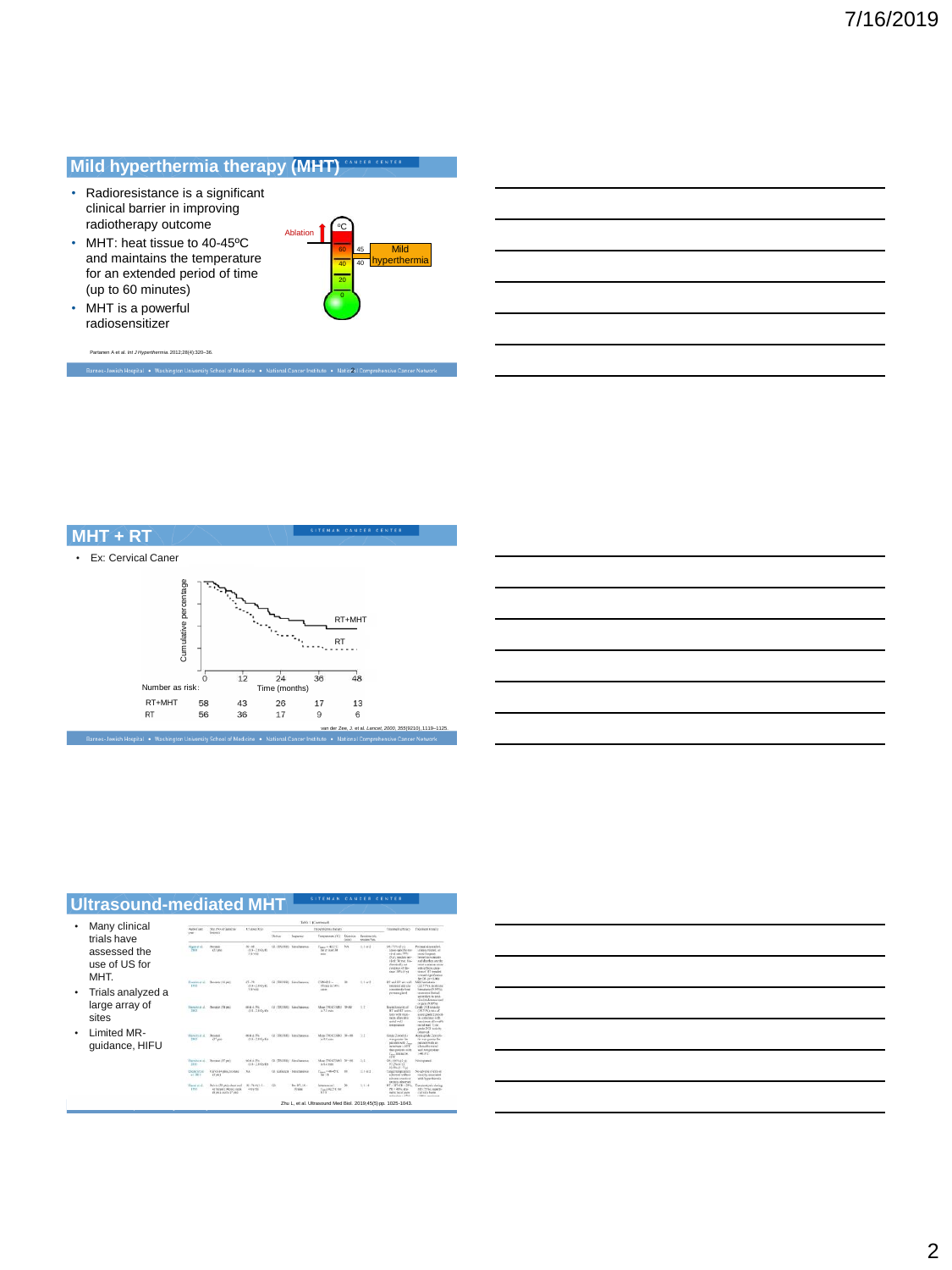## Mild hyperthermia therapy (MHT)

- Radioresistance is a significant clinical barrier in improving radiotherapy outcome
- MHT: heat tissue to 40-45ºC and maintains the temperature for an extended period of time (up to 60 minutes)
- MHT is a powerful radiosensitizer

Ablation

°C

60 | 45

40 | 40

20

0

Mild hyperthermia

Partanen A et al. *Int J Hyperthermia*. 2012;28(4):320–36.

## MHT + RT

- Ex: Cervical Caner

Cumulative percentage

RT+MHT

RT

Time (months)

| Number as risk: | 0 | 12 | 24 | 36 | 48 |
|---|---|---|---|---|---|
| RT+MHT | 58 | 43 | 26 | 17 | 13 |
| RT | 56 | 36 | 17 | 9 | 6 |

van der Zee, J. et al. *Lancet*, *2000*, 355(9210), 1119–1125.

## Ultrasound-mediated MHT

- Many clinical trials have assessed the use of US for MHT.
- Trials analyzed a large array of sites
- Limited MR-guidance, HIFU

Zhu L, et al. Ultrasound Med Biol. 2019;45(5):pp. 1025-1043.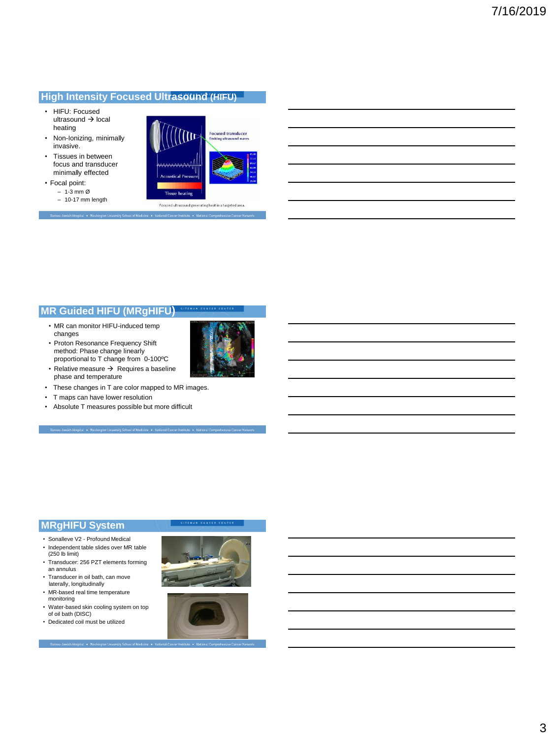## High Intensity Focused Ultrasound (HIFU)

- HIFU: Focused ultrasound → local heating
- Non-Ionizing, minimally invasive.
- Tissues in between focus and transducer minimally effected
- Focal point:
  - 1-3 mm Ø
  - 10-17 mm length

Focused ultrasound generating heat in a targeted area.

## MR Guided HIFU (MRgHIFU)

- MR can monitor HIFU-induced temp changes
- Proton Resonance Frequency Shift method: Phase change linearly proportional to T change from 0-100ºC
- Relative measure → Requires a baseline phase and temperature
- These changes in T are color mapped to MR images.
- T maps can have lower resolution
- Absolute T measures possible but more difficult

## MRgHIFU System

- Sonalleve V2 - Profound Medical
- Independent table slides over MR table (250 lb limit)
- Transducer: 256 PZT elements forming an annulus
- Transducer in oil bath, can move laterally, longitudinally
- MR-based real time temperature monitoring
- Water-based skin cooling system on top of oil bath (DISC)
- Dedicated coil must be utilized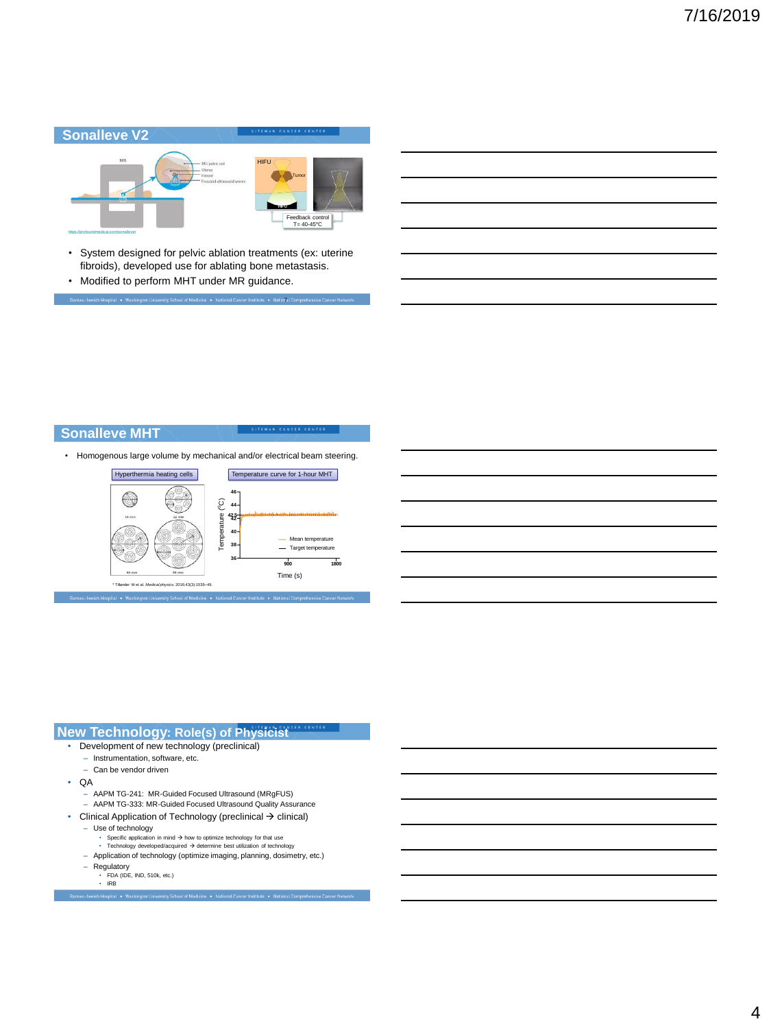## Sonalleve V2

- System designed for pelvic ablation treatments (ex: uterine fibroids), developed use for ablating bone metastasis.
- Modified to perform MHT under MR guidance.

## Sonalleve MHT

- Homogenous large volume by mechanical and/or electrical beam steering.

Hyperthermia heating cells

Temperature curve for 1-hour MHT

\* Tillander M et al. *Medical physics*. 2016;43(3):1539–49.

## New Technology: Role(s) of Physicist

- Development of new technology (preclinical)
  - Instrumentation, software, etc.
  - Can be vendor driven
- QA
  - AAPM TG-241: MR-Guided Focused Ultrasound (MRgFUS)
  - AAPM TG-333: MR-Guided Focused Ultrasound Quality Assurance
- Clinical Application of Technology (preclinical → clinical)
  - Use of technology
    - Specific application in mind → how to optimize technology for that use
    - Technology developed/acquired → determine best utilization of technology
  - Application of technology (optimize imaging, planning, dosimetry, etc.)
  - Regulatory
    - FDA (IDE, IND, 510k, etc.)
    - IRB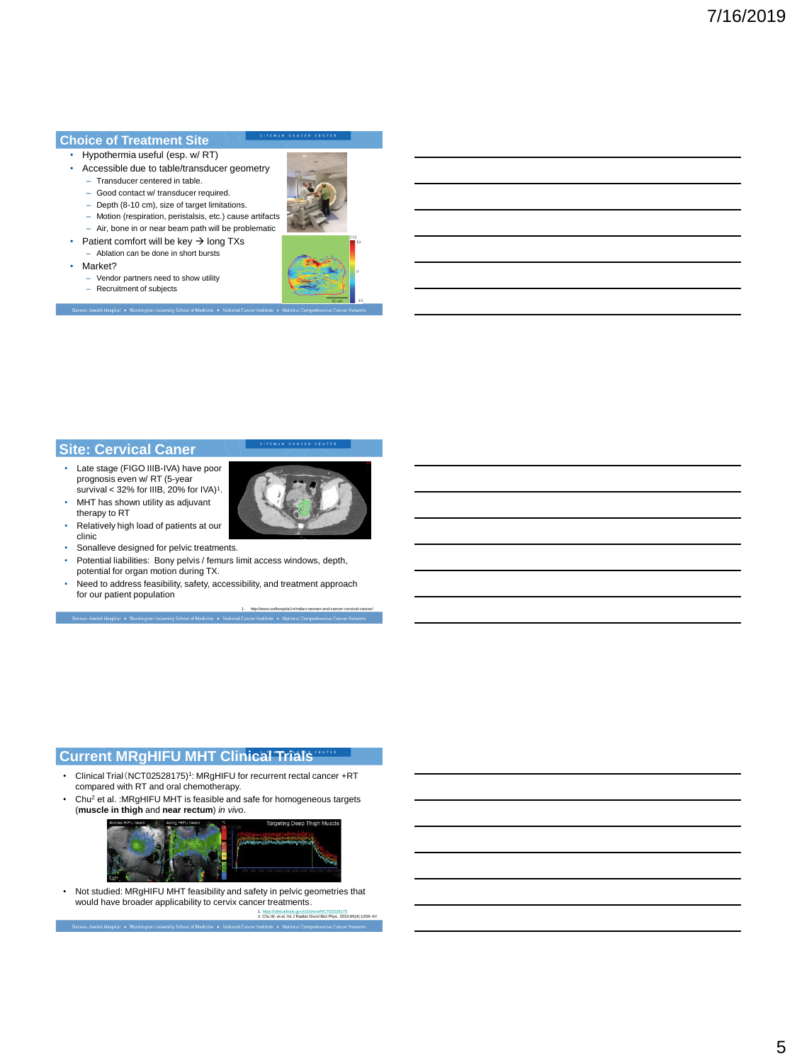## Choice of Treatment Site

- Hypothermia useful (esp. w/ RT)
- Accessible due to table/transducer geometry
  - Transducer centered in table.
  - Good contact w/ transducer required.
  - Depth (8-10 cm), size of target limitations.
  - Motion (respiration, peristalsis, etc.) cause artifacts
  - Air, bone in or near beam path will be problematic
- Patient comfort will be key → long TXs
  - Ablation can be done in short bursts
- Market?
  - Vendor partners need to show utility
  - Recruitment of subjects

## Site: Cervical Caner

- Late stage (FIGO IIIB-IVA) have poor prognosis even w/ RT (5-year survival < 32% for IIIB, 20% for IVA)[1].
- MHT has shown utility as adjuvant therapy to RT
- Relatively high load of patients at our clinic
- Sonalleve designed for pelvic treatments.
- Potential liabilities: Bony pelvis / femurs limit access windows, depth, potential for organ motion during TX.
- Need to address feasibility, safety, accessibility, and treatment approach for our patient population

1. http://www.sadhospital.in/indian-women-and-cancer-cervical-cancer/

## Current MRgHIFU MHT Clinical Trials

- Clinical Trial (NCT02528175)[1]: MRgHIFU for recurrent rectal cancer +RT compared with RT and oral chemotherapy.
- Chu[2] et al. :MRgHIFU MHT is feasible and safe for homogeneous targets (**muscle in thigh** and **near rectum**) *in vivo*.
- Not studied: MRgHIFU MHT feasibility and safety in pelvic geometries that would have broader applicability to cervix cancer treatments.

1. https://clinicaltrials.gov/ct2/show/NCT02528175
2. Chu W, et al. Int J Radiat Oncol Biol Phys. 2016;95(4):1259–67.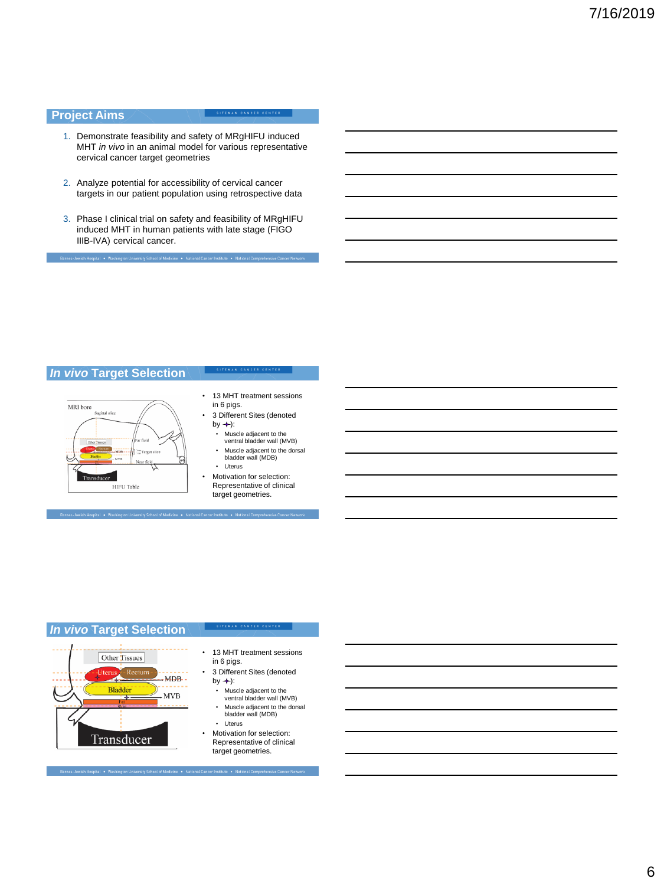## Project Aims

1. Demonstrate feasibility and safety of MRgHIFU induced MHT *in vivo* in an animal model for various representative cervical cancer target geometries
2. Analyze potential for accessibility of cervical cancer targets in our patient population using retrospective data
3. Phase I clinical trial on safety and feasibility of MRgHIFU induced MHT in human patients with late stage (FIGO IIIB-IVA) cervical cancer.

## *In vivo* Target Selection

- 13 MHT treatment sessions in 6 pigs.
- 3 Different Sites (denoted by ✦):
  - Muscle adjacent to the ventral bladder wall (MVB)
  - Muscle adjacent to the dorsal bladder wall (MDB)
  - Uterus
- Motivation for selection: Representative of clinical target geometries.

## *In vivo* Target Selection

- 13 MHT treatment sessions in 6 pigs.
- 3 Different Sites (denoted by ✦):
  - Muscle adjacent to the ventral bladder wall (MVB)
  - Muscle adjacent to the dorsal bladder wall (MDB)
  - Uterus
- Motivation for selection: Representative of clinical target geometries.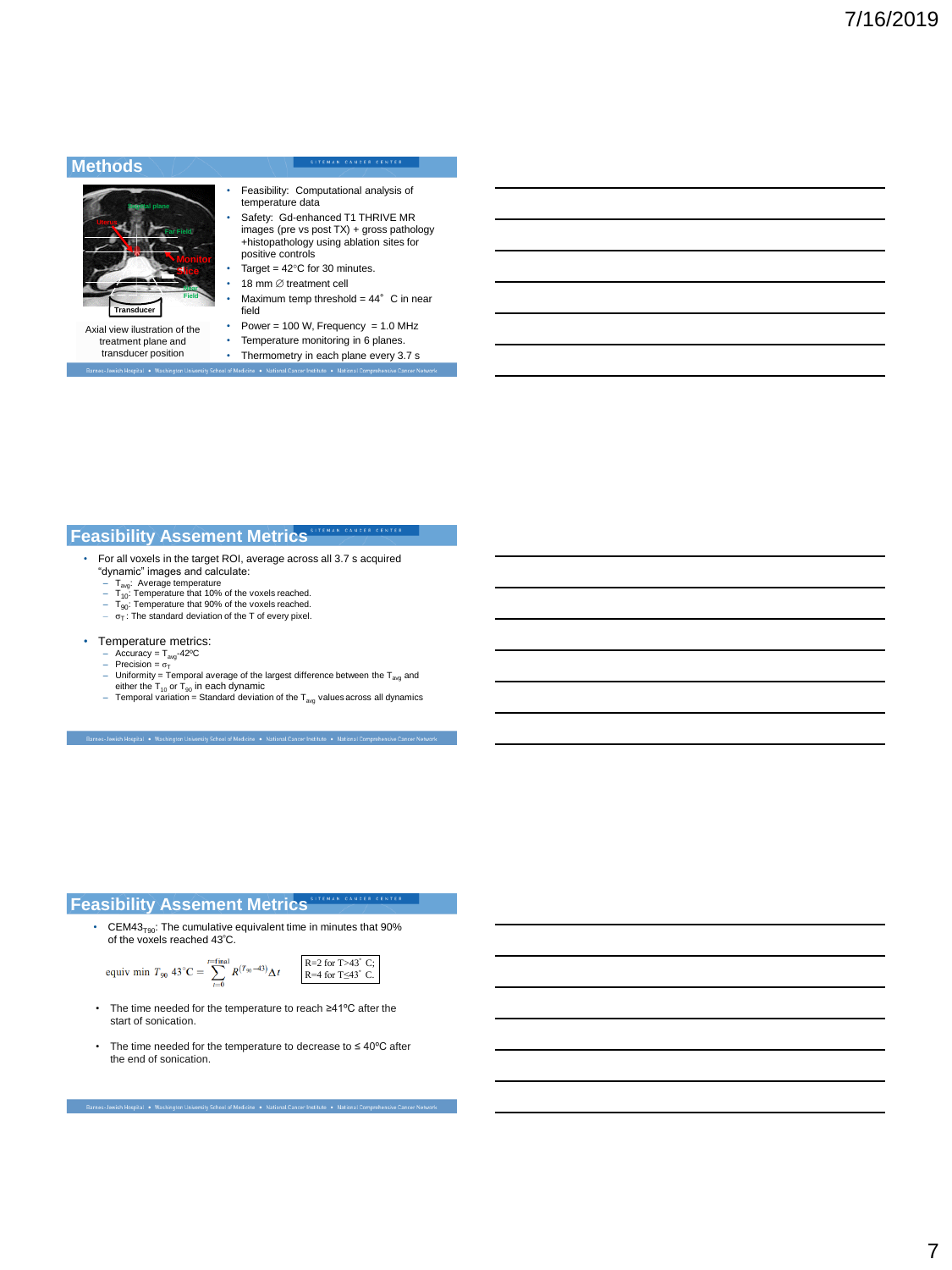## Methods

Axial view ilustration of the treatment plane and transducer position

- Feasibility: Computational analysis of temperature data
- Safety: Gd-enhanced T1 THRIVE MR images (pre vs post TX) + gross pathology +histopathology using ablation sites for positive controls
- Target = 42°C for 30 minutes.
- 18 mm ∅ treatment cell
- Maximum temp threshold = 44° C in near field
- Power = 100 W, Frequency = 1.0 MHz
- Temperature monitoring in 6 planes.
- Thermometry in each plane every 3.7 s

## Feasibility Assement Metrics

- For all voxels in the target ROI, average across all 3.7 s acquired "dynamic" images and calculate:
  - $T_{avg}$: Average temperature
  - $T_{10}$: Temperature that 10% of the voxels reached.
  - $T_{90}$: Temperature that 90% of the voxels reached.
  - $\sigma_T$: The standard deviation of the T of every pixel.
- Temperature metrics:
  - Accuracy = $T_{avg}$-42ºC
  - Precision = $\sigma_T$
  - Uniformity = Temporal average of the largest difference between the $T_{avg}$ and either the $T_{10}$ or $T_{90}$ in each dynamic
  - Temporal variation = Standard deviation of the $T_{avg}$ values across all dynamics

## Feasibility Assement Metrics

- $CEM43_{T90}$: The cumulative equivalent time in minutes that 90% of the voxels reached 43°C.

$$\text{equiv min } T_{90}\ 43^{\circ}\text{C} = \sum_{t=0}^{t=\text{final}} R^{(T_{90}-43)} \Delta t$$

R=2 for T>43° C;
R=4 for T≤43° C.

- The time needed for the temperature to reach ≥41ºC after the start of sonication.
- The time needed for the temperature to decrease to ≤ 40ºC after the end of sonication.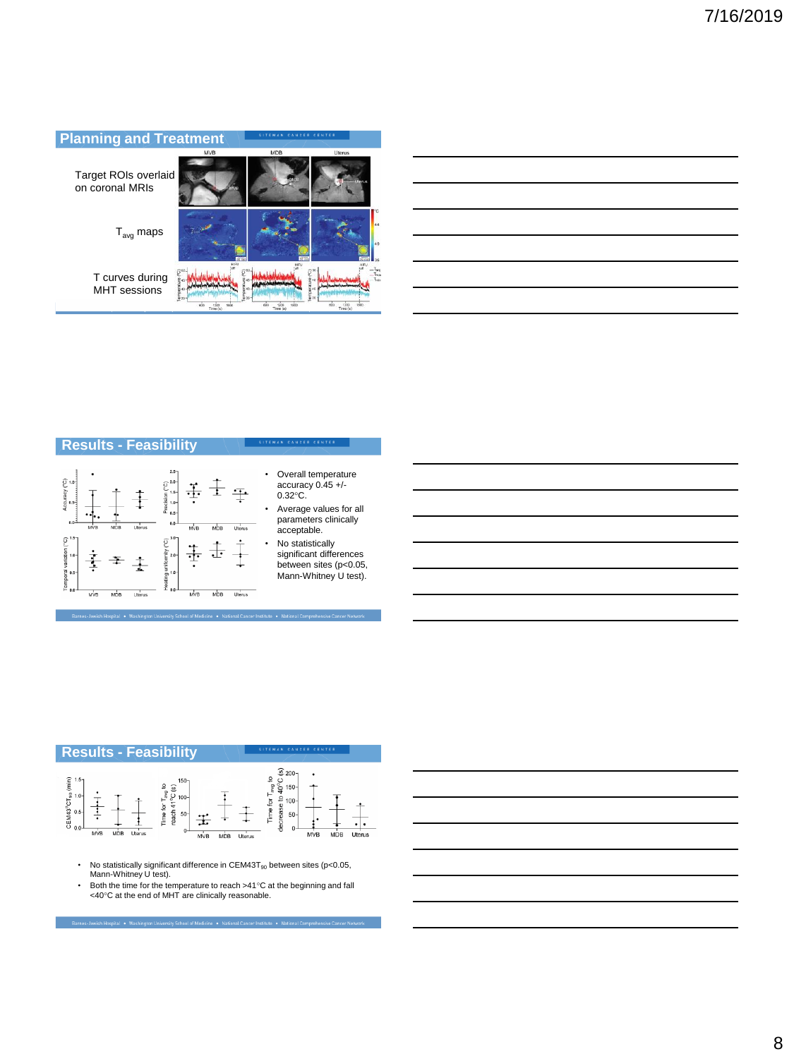## Planning and Treatment

Target ROIs overlaid on coronal MRIs

$T_{avg}$ maps

T curves during MHT sessions

## Results - Feasibility

- Overall temperature accuracy 0.45 +/- 0.32°C.
- Average values for all parameters clinically acceptable.
- No statistically significant differences between sites (p<0.05, Mann-Whitney U test).

## Results - Feasibility

- No statistically significant difference in $CEM43T_{90}$ between sites (p<0.05, Mann-Whitney U test).
- Both the time for the temperature to reach >41°C at the beginning and fall <40°C at the end of MHT are clinically reasonable.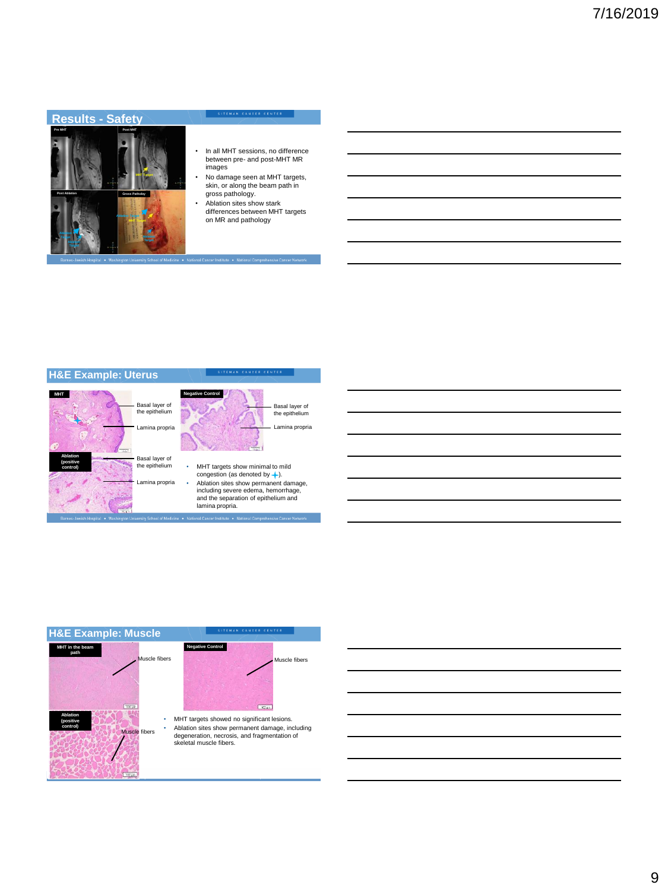## Results - Safety

Pre MHT | Post MHT | Post Ablation | Gross Pathology

MHT Target

Ablation Target

- In all MHT sessions, no difference between pre- and post-MHT MR images
- No damage seen at MHT targets, skin, or along the beam path in gross pathology.
- Ablation sites show stark differences between MHT targets on MR and pathology

## H&E Example: Uterus

MHT

Basal layer of the epithelium

Lamina propria

Negative Control

Basal layer of the epithelium

Lamina propria

Ablation (positive control)

Basal layer of the epithelium

Lamina propria

- MHT targets show minimal to mild congestion (as denoted by +).
- Ablation sites show permanent damage, including severe edema, hemorrhage, and the separation of epithelium and lamina propria.

## H&E Example: Muscle

MHT in the beam path

Muscle fibers

Negative Control

Muscle fibers

Ablation (positive control)

Muscle fibers

- MHT targets showed no significant lesions.
- Ablation sites show permanent damage, including degeneration, necrosis, and fragmentation of skeletal muscle fibers.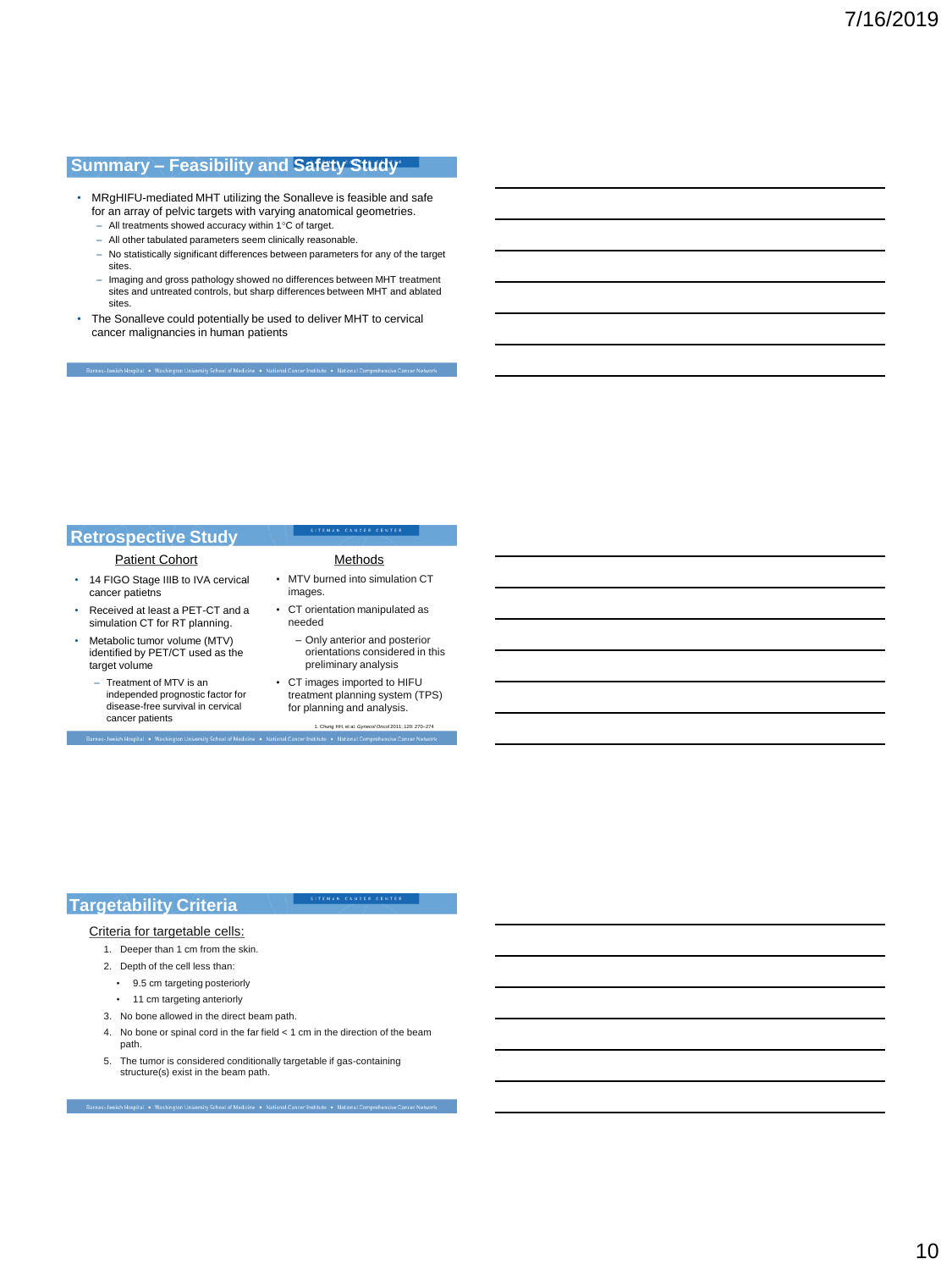## Summary – Feasibility and Safety Study

- MRgHIFU-mediated MHT utilizing the Sonalleve is feasible and safe for an array of pelvic targets with varying anatomical geometries.
  - All treatments showed accuracy within 1°C of target.
  - All other tabulated parameters seem clinically reasonable.
  - No statistically significant differences between parameters for any of the target sites.
  - Imaging and gross pathology showed no differences between MHT treatment sites and untreated controls, but sharp differences between MHT and ablated sites.
- The Sonalleve could potentially be used to deliver MHT to cervical cancer malignancies in human patients

## Retrospective Study

**Patient Cohort**

- 14 FIGO Stage IIIB to IVA cervical cancer patietns
- Received at least a PET-CT and a simulation CT for RT planning.
- Metabolic tumor volume (MTV) identified by PET/CT used as the target volume
  - Treatment of MTV is an independed prognostic factor for disease-free survival in cervical cancer patients

**Methods**

- MTV burned into simulation CT images.
- CT orientation manipulated as needed
  - Only anterior and posterior orientations considered in this preliminary analysis
- CT images imported to HIFU treatment planning system (TPS) for planning and analysis.

1. Chung HH, et al. *Gynecol Oncol* 2011; 120: 270–274

## Targetability Criteria

Criteria for targetable cells:

1. Deeper than 1 cm from the skin.
2. Depth of the cell less than:
   - 9.5 cm targeting posteriorly
   - 11 cm targeting anteriorly
3. No bone allowed in the direct beam path.
4. No bone or spinal cord in the far field < 1 cm in the direction of the beam path.
5. The tumor is considered conditionally targetable if gas-containing structure(s) exist in the beam path.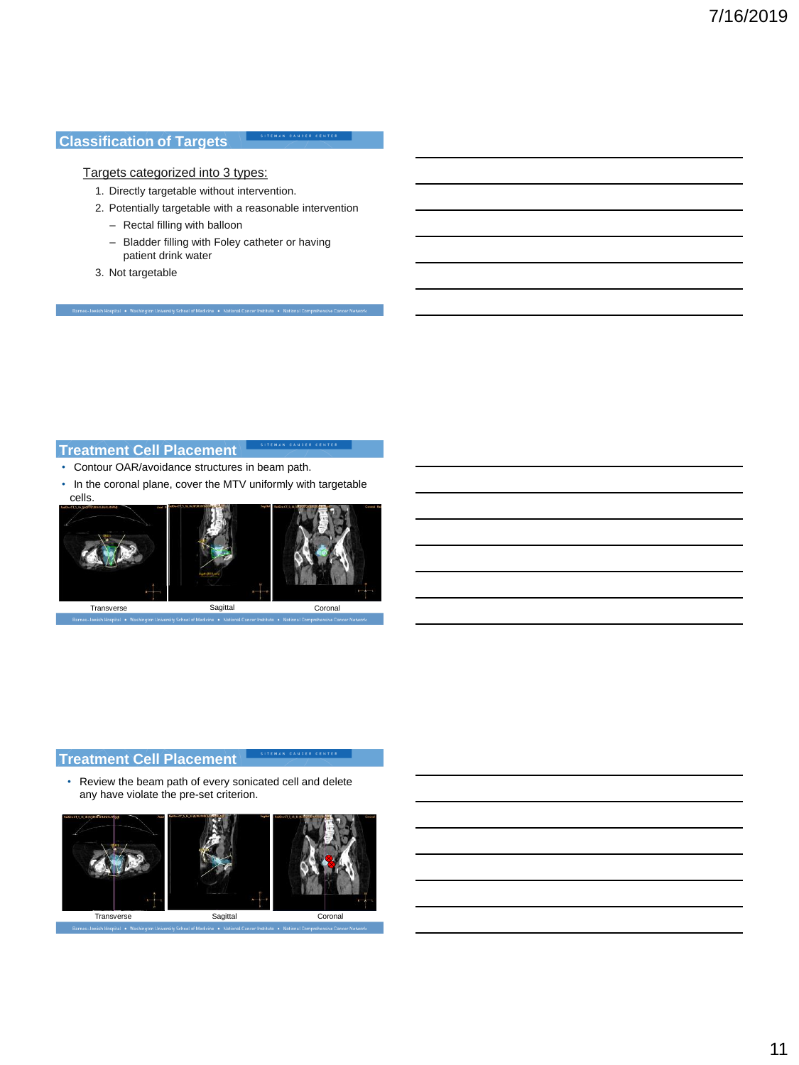## Classification of Targets

Targets categorized into 3 types:

1. Directly targetable without intervention.
2. Potentially targetable with a reasonable intervention
   - Rectal filling with balloon
   - Bladder filling with Foley catheter or having patient drink water
3. Not targetable

## Treatment Cell Placement

- Contour OAR/avoidance structures in beam path.
- In the coronal plane, cover the MTV uniformly with targetable cells.

Transverse | Sagittal | Coronal

## Treatment Cell Placement

- Review the beam path of every sonicated cell and delete any have violate the pre-set criterion.

Transverse | Sagittal | Coronal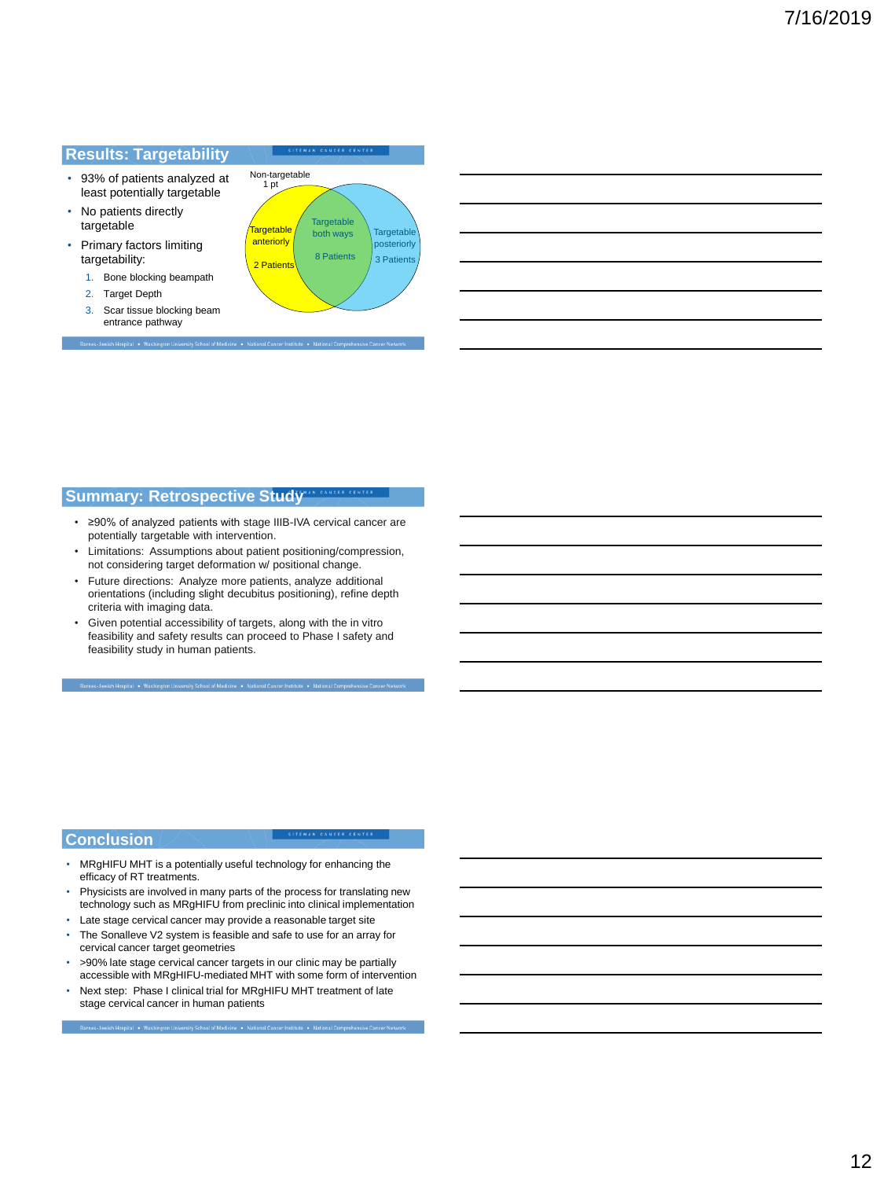## Results: Targetability

- 93% of patients analyzed at least potentially targetable
- No patients directly targetable
- Primary factors limiting targetability:
  1. Bone blocking beampath
  2. Target Depth
  3. Scar tissue blocking beam entrance pathway

Non-targetable 1 pt

Targetable anteriorly 2 Patients

Targetable both ways 8 Patients

Targetable posteriorly 3 Patients

## Summary: Retrospective Study

- ≥90% of analyzed patients with stage IIIB-IVA cervical cancer are potentially targetable with intervention.
- Limitations: Assumptions about patient positioning/compression, not considering target deformation w/ positional change.
- Future directions: Analyze more patients, analyze additional orientations (including slight decubitus positioning), refine depth criteria with imaging data.
- Given potential accessibility of targets, along with the in vitro feasibility and safety results can proceed to Phase I safety and feasibility study in human patients.

## Conclusion

- MRgHIFU MHT is a potentially useful technology for enhancing the efficacy of RT treatments.
- Physicists are involved in many parts of the process for translating new technology such as MRgHIFU from preclinic into clinical implementation
- Late stage cervical cancer may provide a reasonable target site
- The Sonalleve V2 system is feasible and safe to use for an array for cervical cancer target geometries
- >90% late stage cervical cancer targets in our clinic may be partially accessible with MRgHIFU-mediated MHT with some form of intervention
- Next step: Phase I clinical trial for MRgHIFU MHT treatment of late stage cervical cancer in human patients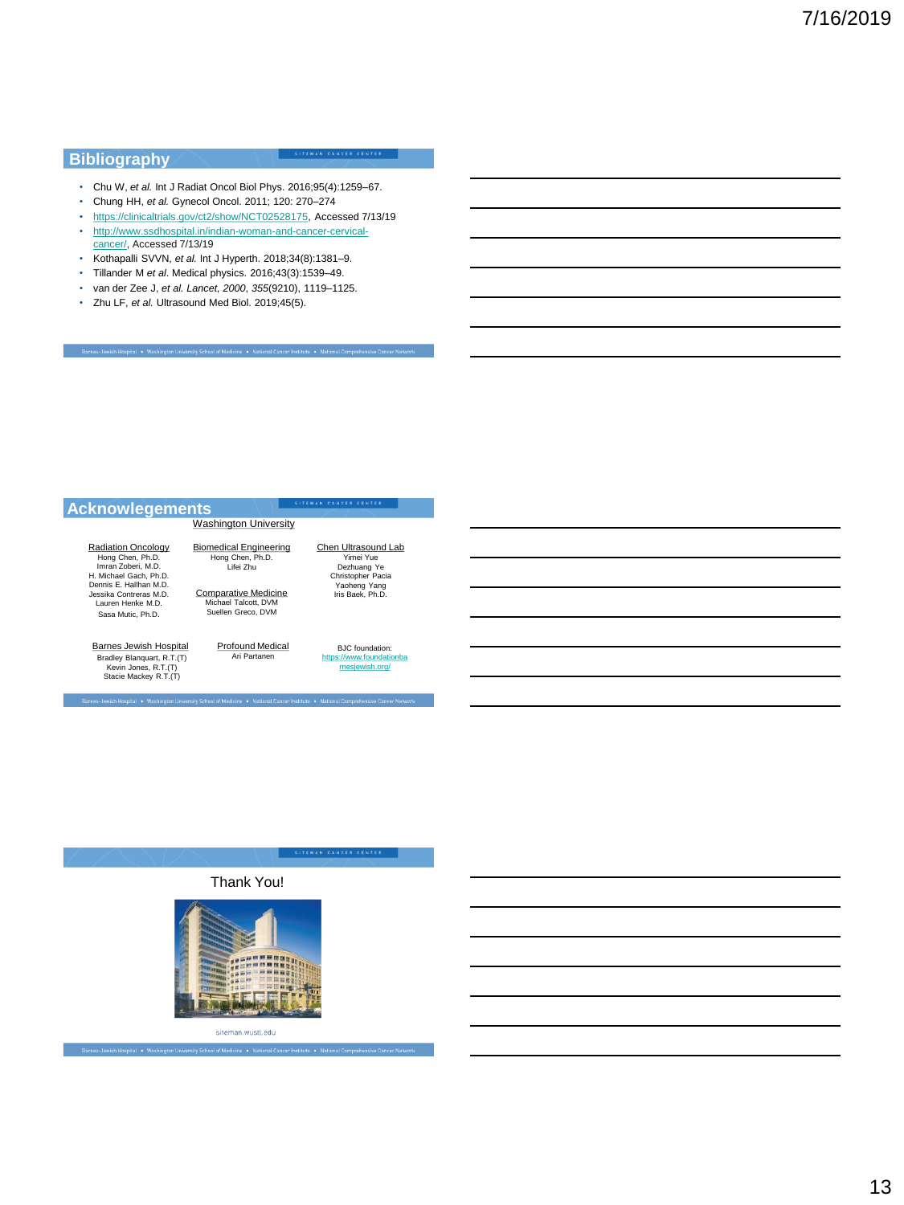## Bibliography

- Chu W, *et al.* Int J Radiat Oncol Biol Phys. 2016;95(4):1259–67.
- Chung HH, *et al.* Gynecol Oncol. 2011; 120: 270–274
- https://clinicaltrials.gov/ct2/show/NCT02528175, Accessed 7/13/19
- http://www.ssdhospital.in/indian-woman-and-cancer-cervical-cancer/, Accessed 7/13/19
- Kothapalli SVVN, *et al.* Int J Hyperth. 2018;34(8):1381–9.
- Tillander M *et al*. Medical physics. 2016;43(3):1539–49.
- van der Zee J, *et al. Lancet, 2000*, *355*(9210), 1119–1125.
- Zhu LF, *et al.* Ultrasound Med Biol. 2019;45(5).

## Acknowlegements

**Washington University**

**Radiation Oncology**
Hong Chen, Ph.D.
Imran Zoberi, M.D.
H. Michael Gach, Ph.D.
Dennis E. Hallhan M.D.
Jessika Contreras M.D.
Lauren Henke M.D.
Sasa Mutic, Ph.D.

**Biomedical Engineering**
Hong Chen, Ph.D.
Lifei Zhu

**Comparative Medicine**
Michael Talcott, DVM
Suellen Greco, DVM

**Chen Ultrasound Lab**
Yimei Yue
Dezhuang Ye
Christopher Pacia
Yaoheng Yang
Iris Baek, Ph.D.

**Barnes Jewish Hospital**
Bradley Blanquart, R.T.(T)
Kevin Jones, R.T.(T)
Stacie Mackey R.T.(T)

**Profound Medical**
Ari Partanen

BJC foundation: https://www.foundationbarnesjewish.org/

Thank You!

siteman.wustl.edu